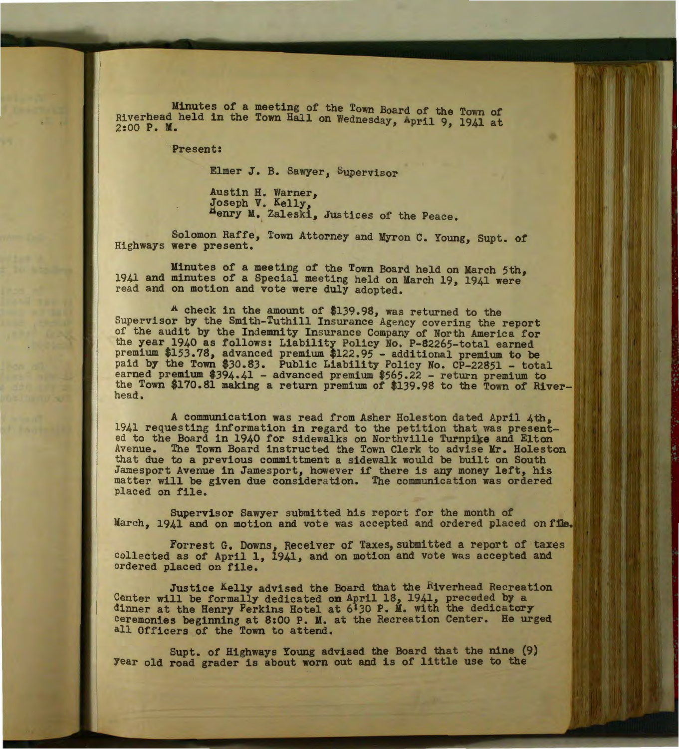Minutes of a meeting of the Town Board of the Town of Riverhead held in the Town Hall on Wednesday, April 9, 1941 at 2:00 P. M.

Present:

Elmer J. B. Sawyer, Supervisor

Austin H. Warner,
Joseph V. Kelly,
Henry M. Zaleski, Justices of the Peace.

Solomon Raffe, Town Attorney and Myron C. Young, Supt. of Highways were present.

Minutes of a meeting of the Town Board held on March 5th, 1941 and minutes of a Special meeting held on March 19, 1941 were read and on motion and vote were duly adopted.

A check in the amount of $139.98, was returned to the Supervisor by the Smith-Tuthill Insurance Agency covering the report of the audit by the Indemnity Insurance Company of North America for the year 1940 as follows: Liability Policy No. P-82265-total earned premium $153.78, advanced premium $122.95 - additional premium to be paid by the Town $30.83. Public Liability Policy No. CP-22851 - total earned premium $394.41 - advanced premium $565.22 - return premium to the Town $170.81 making a return premium of $139.98 to the Town of Riverhead.

A communication was read from Asher Holeston dated April 4th, 1941 requesting information in regard to the petition that was presented to the Board in 1940 for sidewalks on Northville Turnpike and Elton Avenue. The Town Board instructed the Town Clerk to advise Mr. Holeston that due to a previous committment a sidewalk would be built on South Jamesport Avenue in Jamesport, however if there is any money left, his matter will be given due consideration. The communication was ordered placed on file.

Supervisor Sawyer submitted his report for the month of March, 1941 and on motion and vote was accepted and ordered placed on file.

Forrest G. Downs, Receiver of Taxes, submitted a report of taxes collected as of April 1, 1941, and on motion and vote was accepted and ordered placed on file.

Justice Kelly advised the Board that the Riverhead Recreation Center will be formally dedicated on April 18, 1941, preceded by a dinner at the Henry Perkins Hotel at 6:30 P. M. with the dedicatory ceremonies beginning at 8:00 P. M. at the Recreation Center. He urged all Officers of the Town to attend.

Supt. of Highways Young advised the Board that the nine (9) year old road grader is about worn out and is of little use to the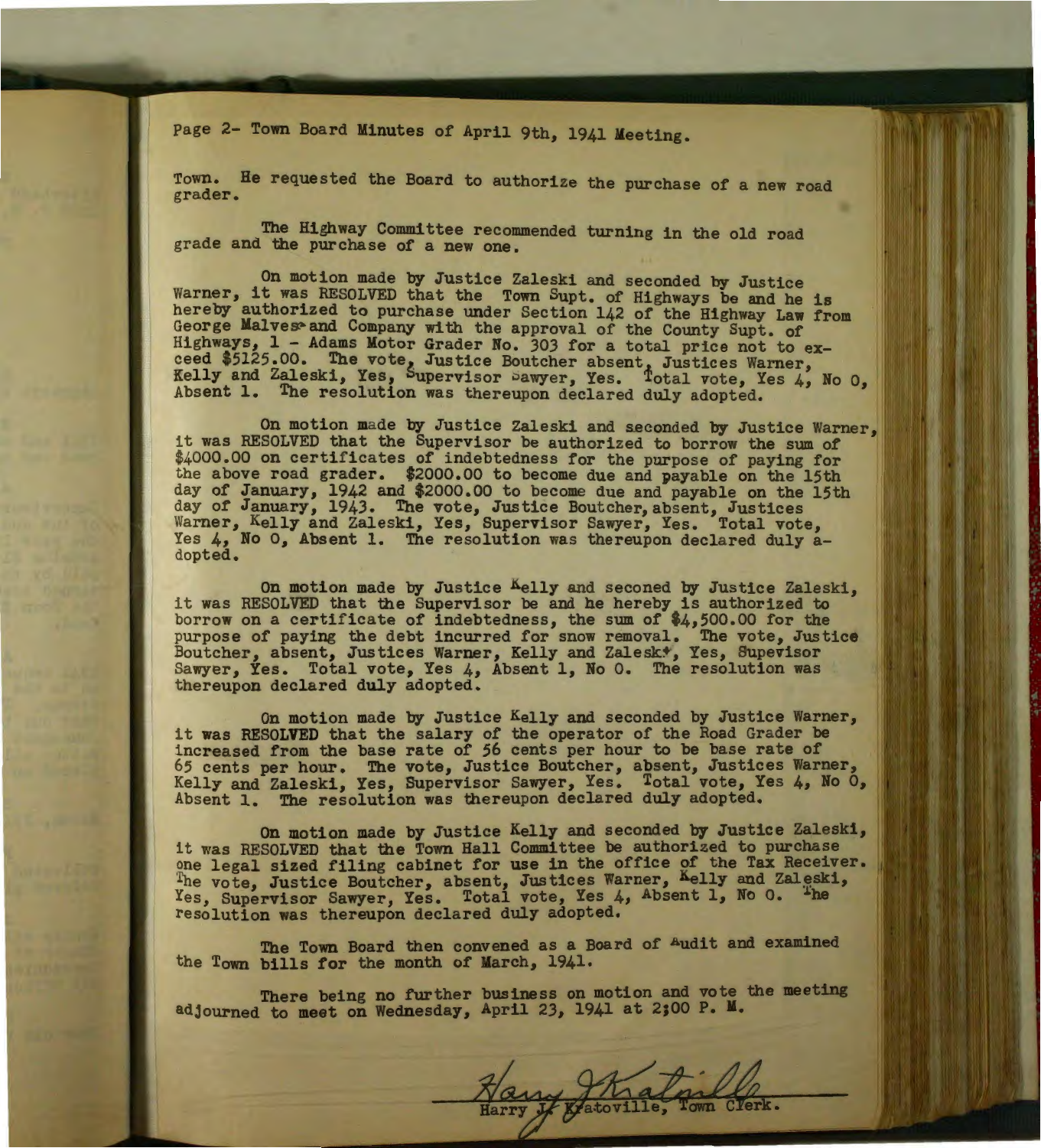Page 2- Town Board Minutes of April 9th, 1941 Meeting.

Town. He requested the Board to authorize the purchase of a new road grader.

The Highway Committee recommended turning in the old road grade and the purchase of a new one.

On motion made by Justice Zaleski and seconded by Justice Warner, it was RESOLVED that the Town Supt. of Highways be and he is hereby authorized to purchase under Section 142 of the Highway Law from George Malves and Company with the approval of the County Supt. of Highways, 1 - Adams Motor Grader No. 303 for a total price not to exceed $5125.00. The vote, Justice Boutcher absent, Justices Warner, Kelly and Zaleski, Yes, Supervisor Sawyer, Yes. Total vote, Yes 4, No 0, Absent 1. The resolution was thereupon declared duly adopted.

On motion made by Justice Zaleski and seconded by Justice Warner, it was RESOLVED that the Supervisor be authorized to borrow the sum of $4000.00 on certificates of indebtedness for the purpose of paying for the above road grader. $2000.00 to become due and payable on the 15th day of January, 1942 and $2000.00 to become due and payable on the 15th day of January, 1943. The vote, Justice Boutcher, absent, Justices Warner, Kelly and Zaleski, Yes, Supervisor Sawyer, Yes. Total vote, Yes 4, No 0, Absent 1. The resolution was thereupon declared duly adopted.

On motion made by Justice Kelly and seconed by Justice Zaleski, it was RESOLVED that the Supervisor be and he hereby is authorized to borrow on a certificate of indebtedness, the sum of $4,500.00 for the purpose of paying the debt incurred for snow removal. The vote, Justice Boutcher, absent, Justices Warner, Kelly and Zaleski, Yes, Supevisor Sawyer, Yes. Total vote, Yes 4, Absent 1, No 0. The resolution was thereupon declared duly adopted.

On motion made by Justice Kelly and seconded by Justice Warner, it was RESOLVED that the salary of the operator of the Road Grader be increased from the base rate of 56 cents per hour to be base rate of 65 cents per hour. The vote, Justice Boutcher, absent, Justices Warner, Kelly and Zaleski, Yes, Supervisor Sawyer, Yes. Total vote, Yes 4, No 0, Absent 1. The resolution was thereupon declared duly adopted.

On motion made by Justice Kelly and seconded by Justice Zaleski, it was RESOLVED that the Town Hall Committee be authorized to purchase one legal sized filing cabinet for use in the office of the Tax Receiver. The vote, Justice Boutcher, absent, Justices Warner, Kelly and Zaleski, Yes, Supervisor Sawyer, Yes. Total vote, Yes 4, Absent 1, No 0. The resolution was thereupon declared duly adopted.

The Town Board then convened as a Board of Audit and examined the Town bills for the month of March, 1941.

There being no further business on motion and vote the meeting adjourned to meet on Wednesday, April 23, 1941 at 2;00 P. M.

Harry J. Kratoville, Town Clerk.